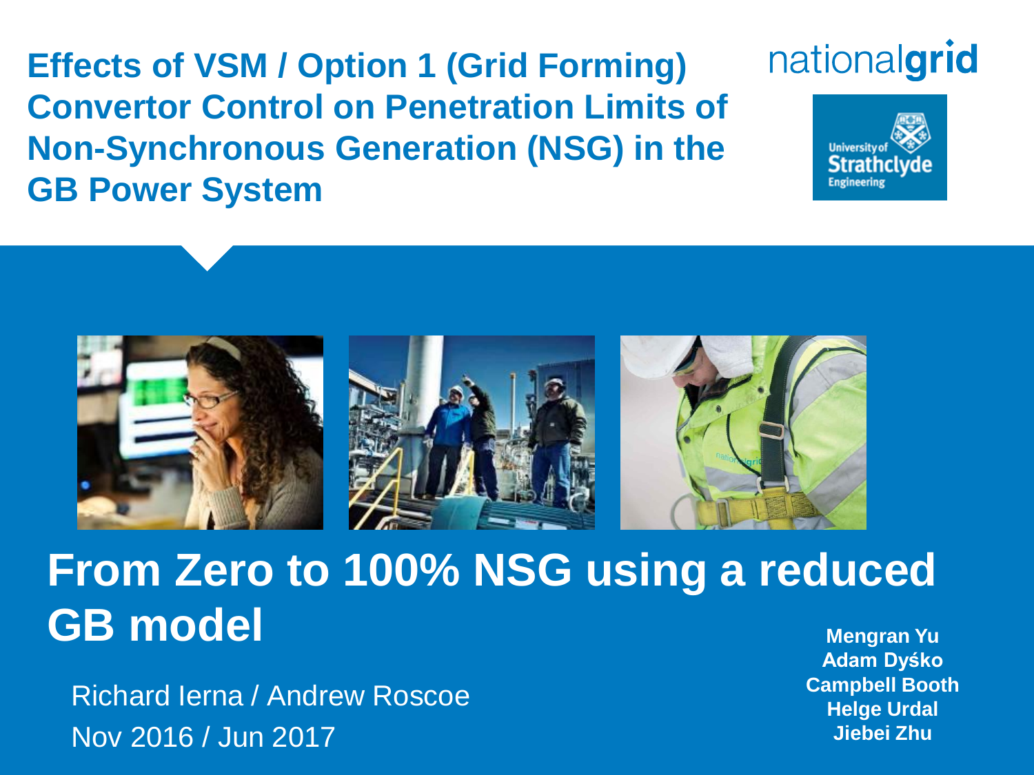# Effects of VSM / Option 1 (Grid Forming) Convertor Control on Penetration Limits of Non-Synchronous Generation (NSG) in the GB Power System

nationalgrid

University of Strathclyde Engineering

## From Zero to 100% NSG using a reduced GB model

Richard Ierna / Andrew Roscoe

Nov 2016 / Jun 2017

Mengran Yu
Adam Dyśko
Campbell Booth
Helge Urdal
Jiebei Zhu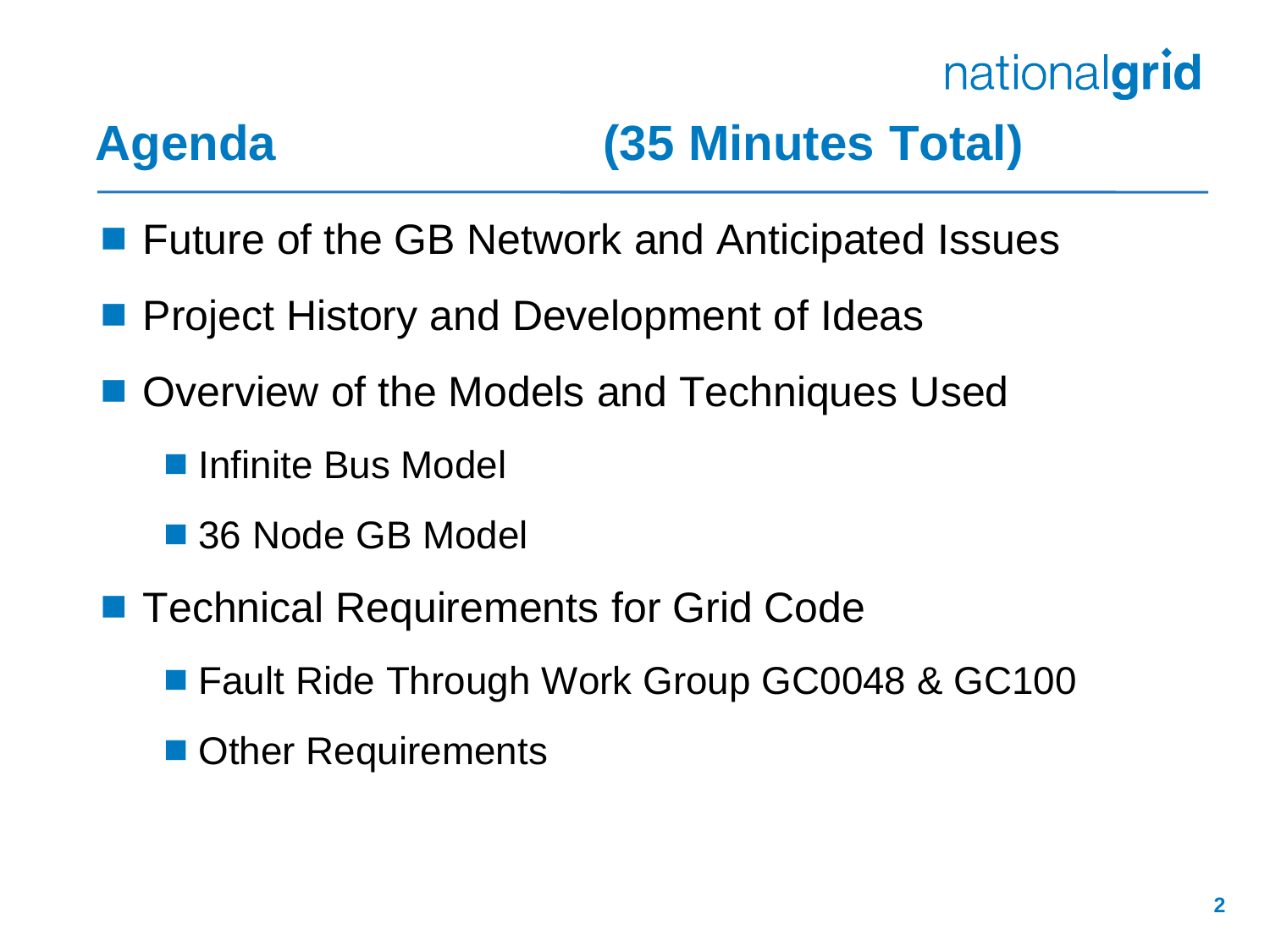# Agenda (35 Minutes Total)

- Future of the GB Network and Anticipated Issues
- Project History and Development of Ideas
- Overview of the Models and Techniques Used
  - Infinite Bus Model
  - 36 Node GB Model
- Technical Requirements for Grid Code
  - Fault Ride Through Work Group GC0048 & GC100
  - Other Requirements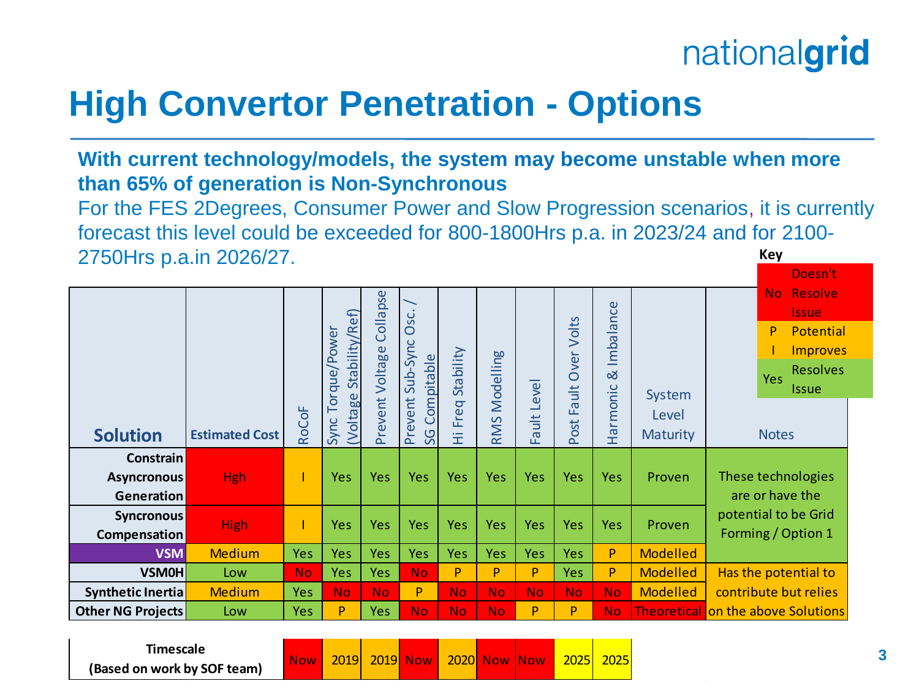# High Convertor Penetration - Options

**With current technology/models, the system may become unstable when more than 65% of generation is Non-Synchronous**

For the FES 2Degrees, Consumer Power and Slow Progression scenarios, it is currently forecast this level could be exceeded for 800-1800Hrs p.a. in 2023/24 and for 2100-2750Hrs p.a.in 2026/27.

**Key**

| | |
|---|---|
| No | Doesn't Resolve Issue |
| P / I | Potential / Improves |
| Yes | Resolves Issue |

| Solution | Estimated Cost | RoCoF | Sync Torque/Power (Voltage Stability/Ref) | Prevent Voltage Collapse | Prevent Sub-Sync Osc. / SG Compitable | Hi Freq Stability | RMS Modelling | Fault Level | Post Fault Over Volts | Harmonic & Imbalance | System Level Maturity | Notes |
|---|---|---|---|---|---|---|---|---|---|---|---|---|
| Constrain Asyncronous Generation | Hgh | I | Yes | Yes | Yes | Yes | Yes | Yes | Yes | Yes | Proven | These technologies are or have the potential to be Grid Forming / Option 1 |
| Syncronous Compensation | High | I | Yes | Yes | Yes | Yes | Yes | Yes | Yes | Yes | Proven | |
| VSM | Medium | Yes | Yes | Yes | Yes | Yes | Yes | Yes | Yes | P | Modelled | |
| VSM0H | Low | No | Yes | Yes | No | P | P | P | Yes | P | Modelled | Has the potential to contribute but relies on the above Solutions |
| Synthetic Inertia | Medium | Yes | No | No | P | No | No | No | No | No | Modelled | |
| Other NG Projects | Low | Yes | P | Yes | No | No | No | P | P | No | Theoretical | |
| Timescale (Based on work by SOF team) | | Now | 2019 | 2019 | Now | 2020 | Now | Now | 2025 | 2025 | | |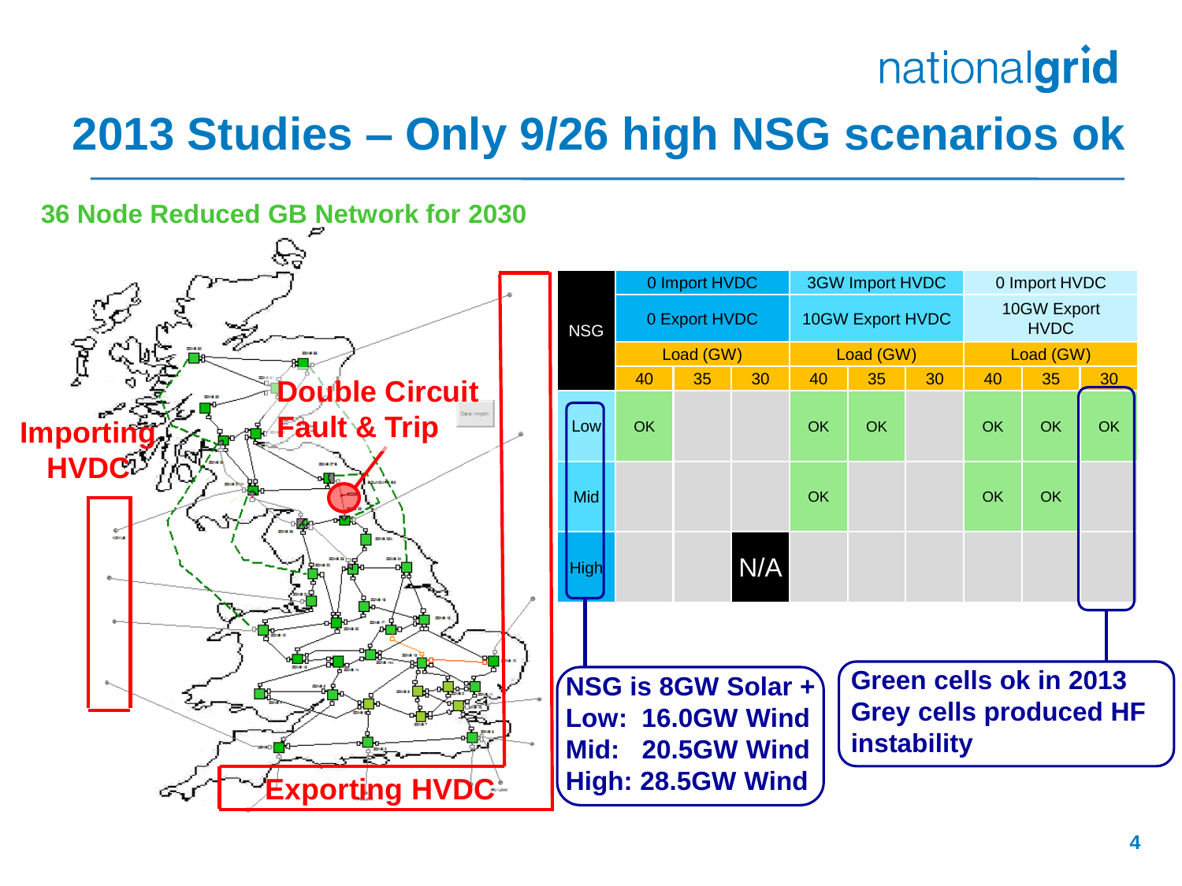# 2013 Studies – Only 9/26 high NSG scenarios ok

**36 Node Reduced GB Network for 2030**

Importing HVDC

Double Circuit Fault & Trip

Exporting HVDC

| NSG | 0 Import HVDC | | | 3GW Import HVDC | | | 0 Import HVDC | | |
|---|---|---|---|---|---|---|---|---|---|
| | 0 Export HVDC | | | 10GW Export HVDC | | | 10GW Export HVDC | | |
| | Load (GW) | | | Load (GW) | | | Load (GW) | | |
| | 40 | 35 | 30 | 40 | 35 | 30 | 40 | 35 | 30 |
| Low | OK | | | OK | OK | | OK | OK | OK |
| Mid | | | | OK | | | OK | OK | |
| High | | | N/A | | | | | | |

**NSG is 8GW Solar +**
**Low: 16.0GW Wind**
**Mid: 20.5GW Wind**
**High: 28.5GW Wind**

**Green cells ok in 2013**
**Grey cells produced HF instability**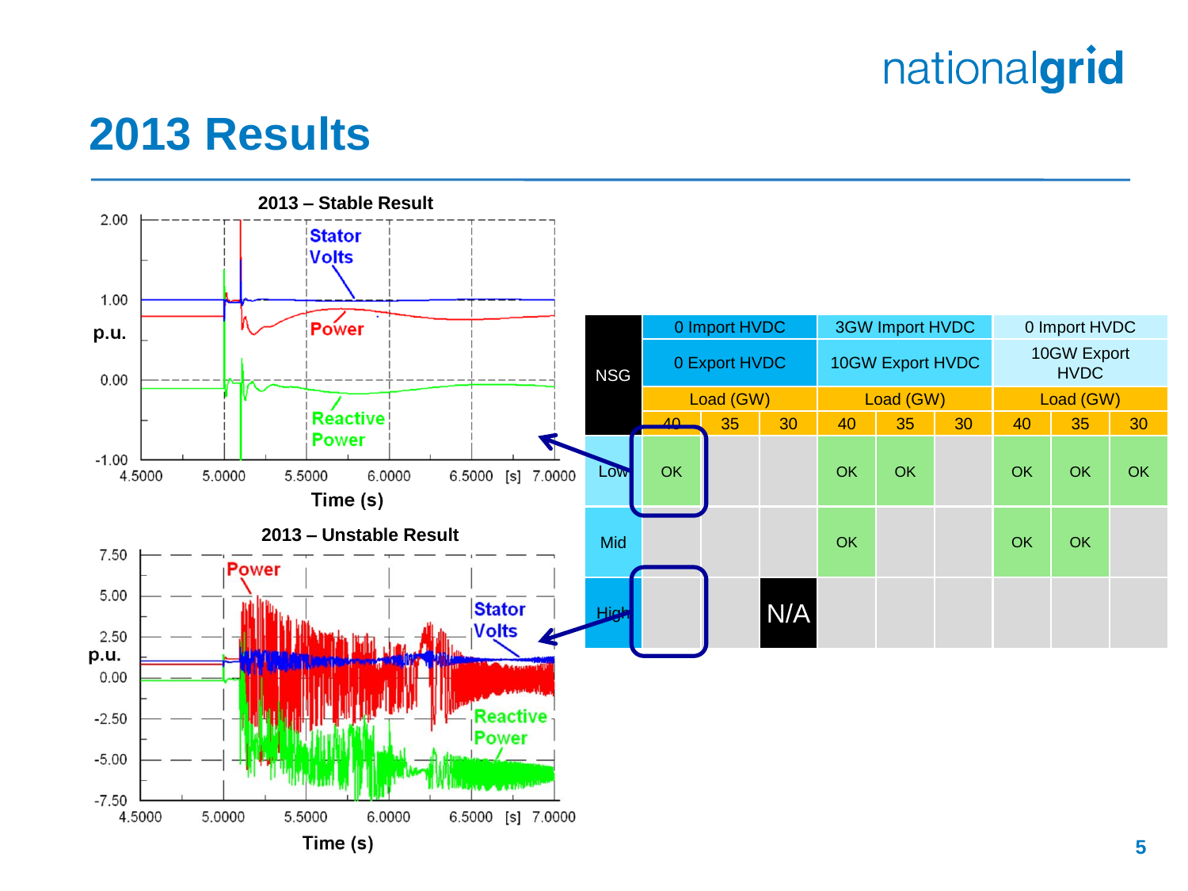# 2013 Results

**2013 – Stable Result**

**2013 – Unstable Result**

| NSG | 0 Import HVDC / 0 Export HVDC | | | 3GW Import HVDC / 10GW Export HVDC | | | 0 Import HVDC / 10GW Export HVDC | | |
|---|---|---|---|---|---|---|---|---|---|
| | Load (GW) | | | Load (GW) | | | Load (GW) | | |
| | 40 | 35 | 30 | 40 | 35 | 30 | 40 | 35 | 30 |
| Low | OK | | | OK | OK | | OK | OK | OK |
| Mid | | | | OK | | | OK | OK | |
| High | | | N/A | | | | | | |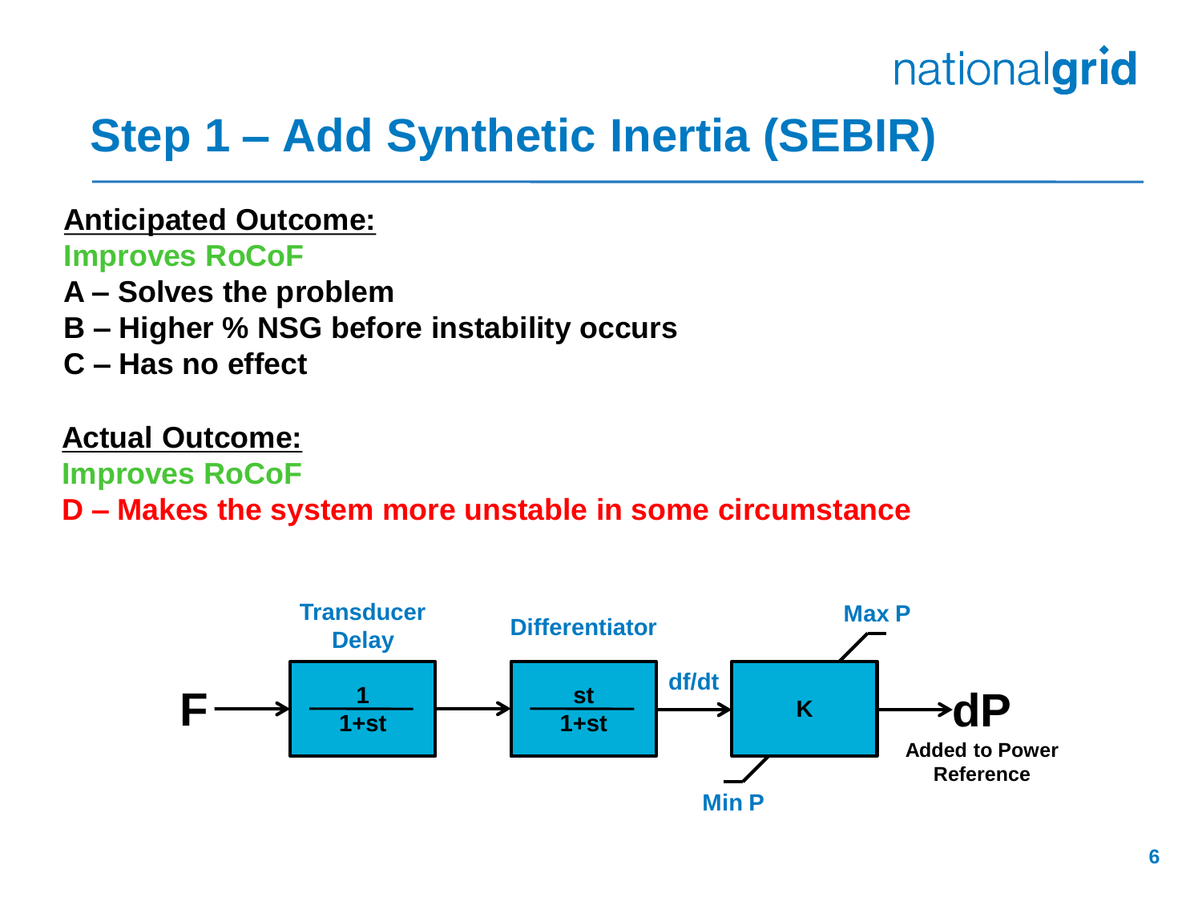# Step 1 – Add Synthetic Inertia (SEBIR)

**<u>Anticipated Outcome:</u>**

**Improves RoCoF**

**A – Solves the problem**

**B – Higher % NSG before instability occurs**

**C – Has no effect**

**<u>Actual Outcome:</u>**

**Improves RoCoF**

**D – Makes the system more unstable in some circumstance**

**F** → Transducer Delay $\frac{1}{1+st}$ → Differentiator $\frac{st}{1+st}$ → df/dt → **K** (Max P, Min P) → **dP** Added to Power Reference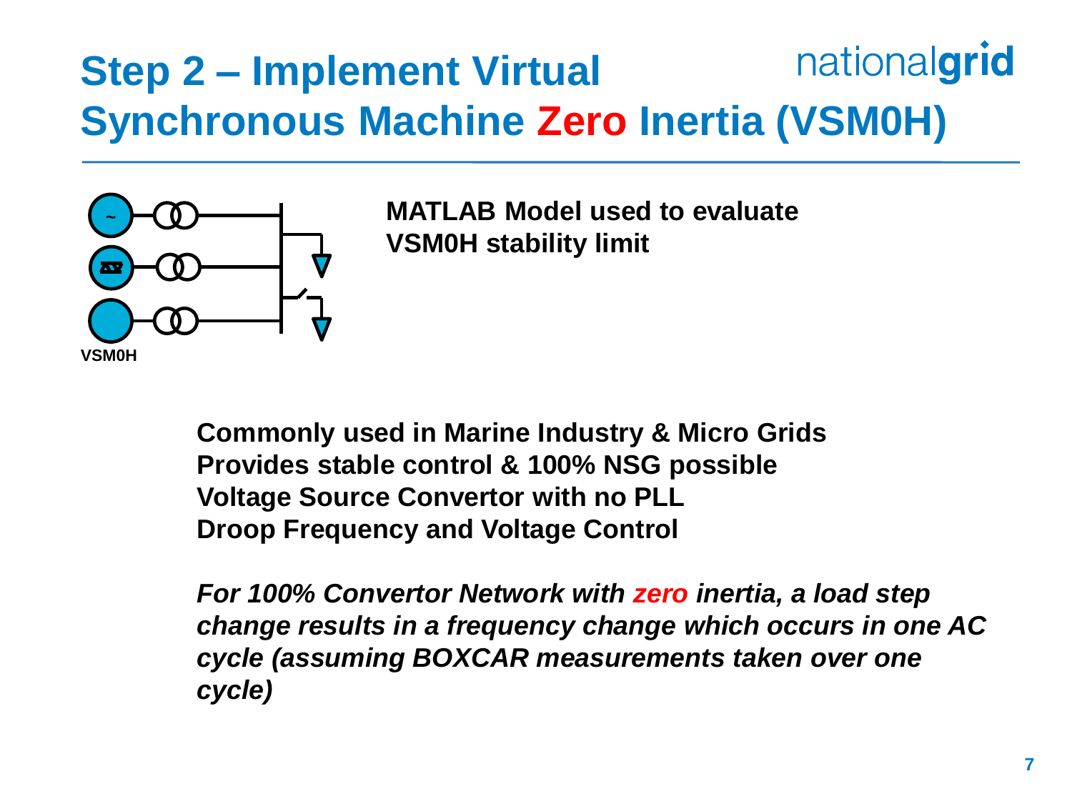# Step 2 – Implement Virtual Synchronous Machine Zero Inertia (VSM0H)

VSM0H

**MATLAB Model used to evaluate VSM0H stability limit**

**Commonly used in Marine Industry & Micro Grids**
**Provides stable control & 100% NSG possible**
**Voltage Source Convertor with no PLL**
**Droop Frequency and Voltage Control**

***For 100% Convertor Network with zero inertia, a load step change results in a frequency change which occurs in one AC cycle (assuming BOXCAR measurements taken over one cycle)***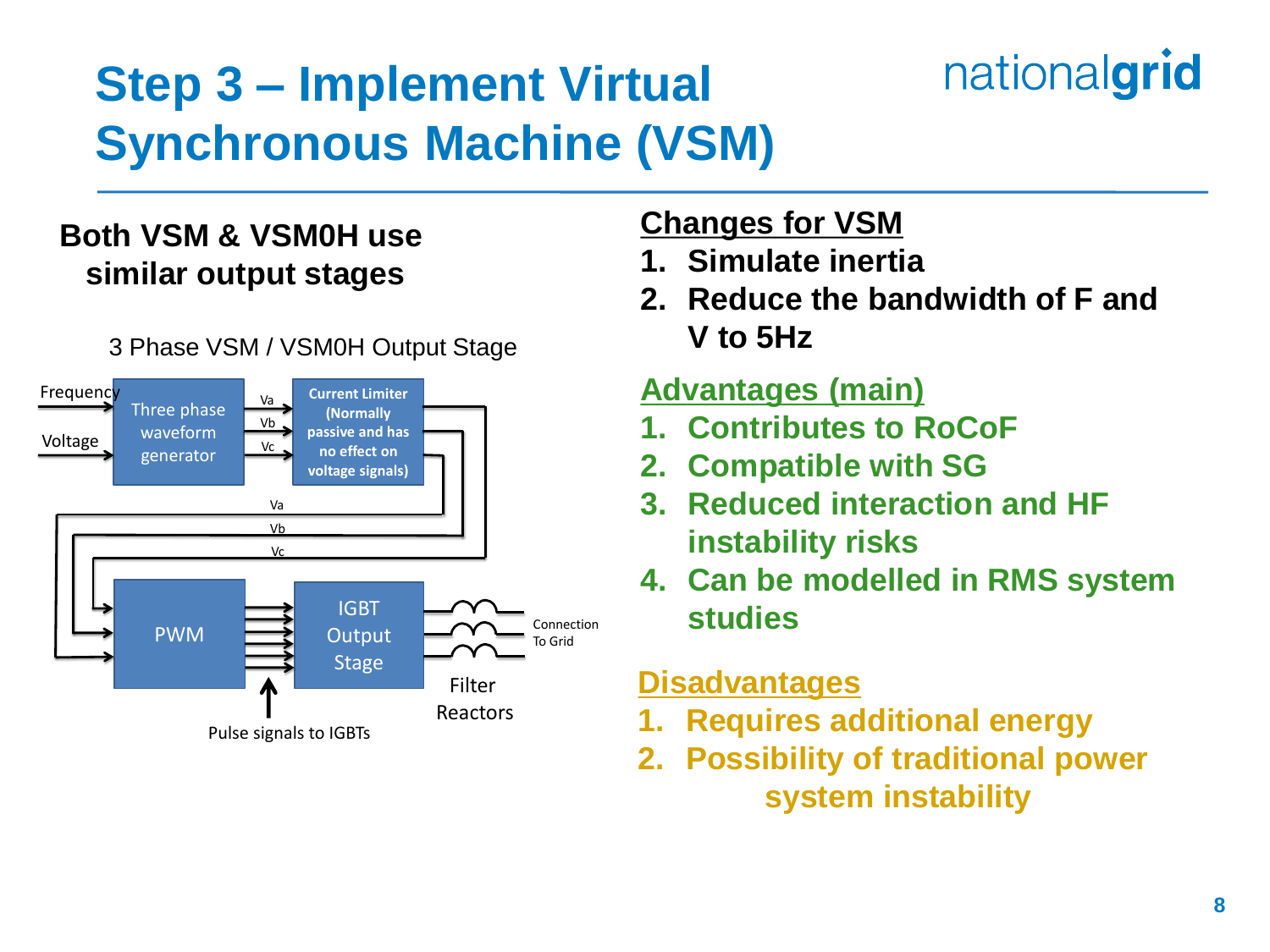# Step 3 – Implement Virtual Synchronous Machine (VSM)

**Both VSM & VSM0H use similar output stages**

3 Phase VSM / VSM0H Output Stage

Frequency

Voltage

Three phase waveform generator

Va

Vb

Vc

**Current Limiter (Normally passive and has no effect on voltage signals)**

Va

Vb

Vc

PWM

IGBT Output Stage

Connection To Grid

Filter Reactors

Pulse signals to IGBTs

## Changes for VSM

1. **Simulate inertia**
2. **Reduce the bandwidth of F and V to 5Hz**

## Advantages (main)

1. **Contributes to RoCoF**
2. **Compatible with SG**
3. **Reduced interaction and HF instability risks**
4. **Can be modelled in RMS system studies**

## Disadvantages

1. **Requires additional energy**
2. **Possibility of traditional power system instability**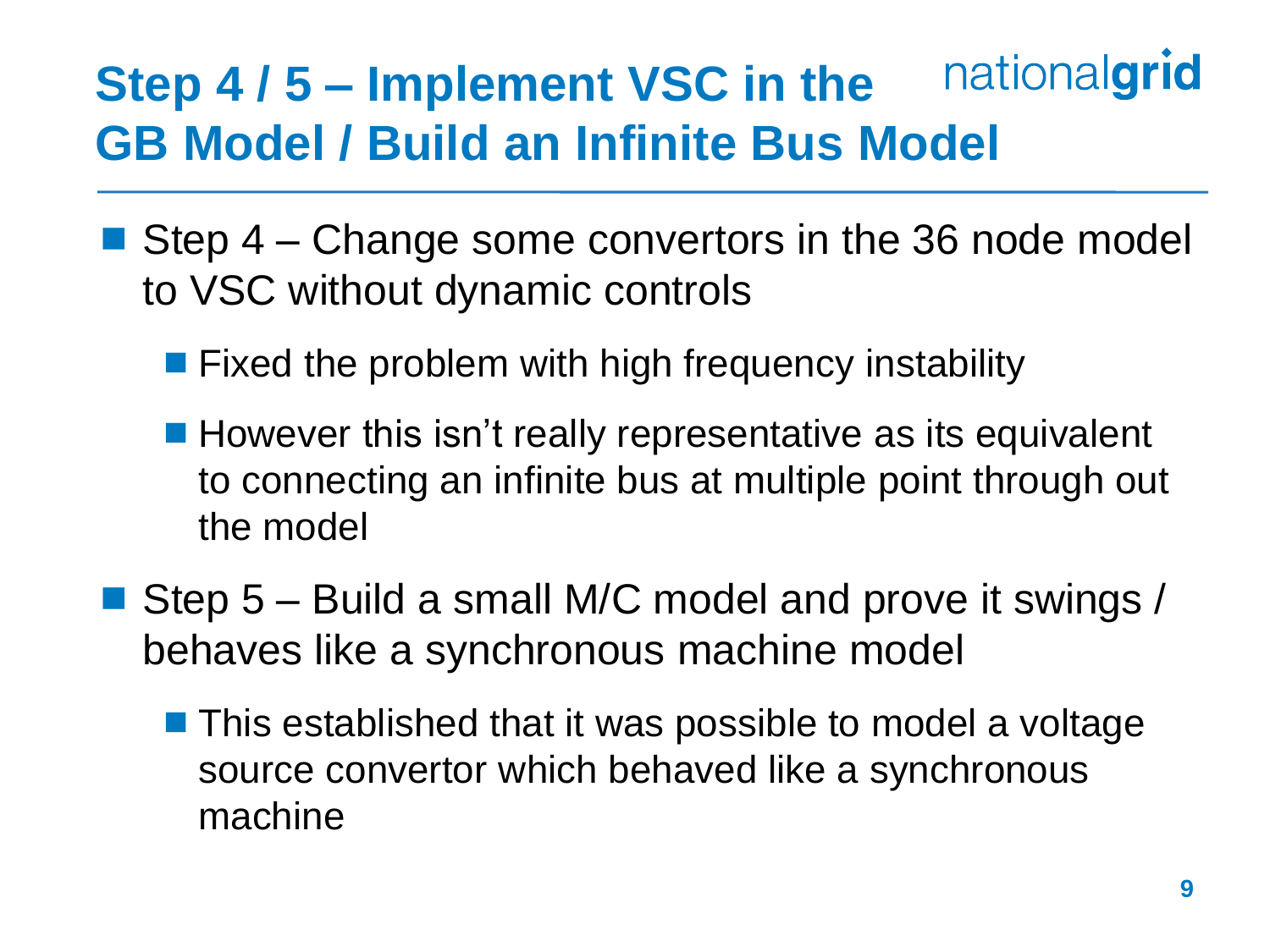# Step 4 / 5 – Implement VSC in the GB Model / Build an Infinite Bus Model

- Step 4 – Change some convertors in the 36 node model to VSC without dynamic controls
  - Fixed the problem with high frequency instability
  - However this isn't really representative as its equivalent to connecting an infinite bus at multiple point through out the model
- Step 5 – Build a small M/C model and prove it swings / behaves like a synchronous machine model
  - This established that it was possible to model a voltage source convertor which behaved like a synchronous machine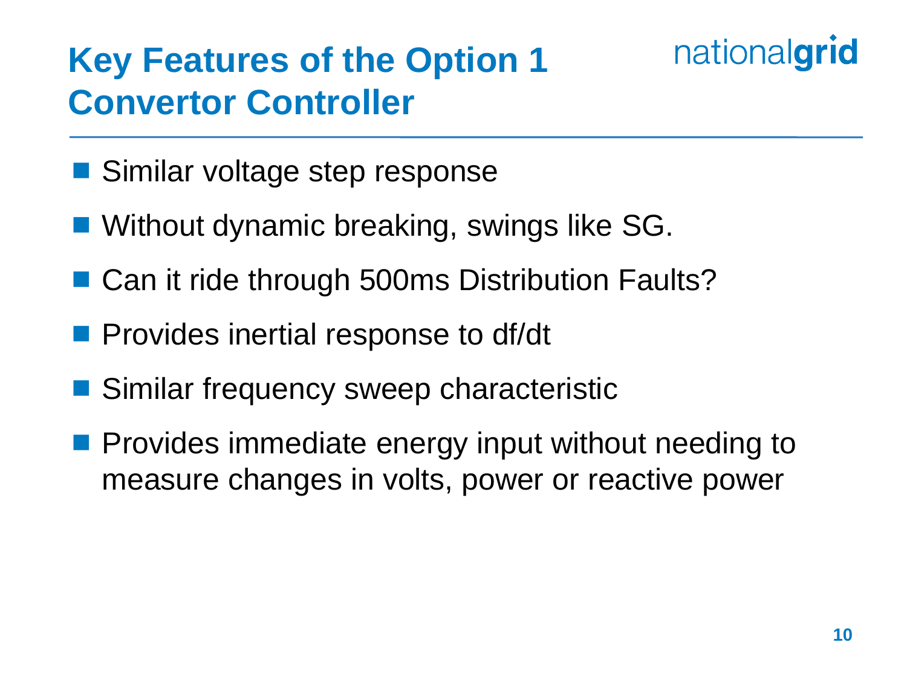# Key Features of the Option 1 Convertor Controller

- Similar voltage step response
- Without dynamic breaking, swings like SG.
- Can it ride through 500ms Distribution Faults?
- Provides inertial response to df/dt
- Similar frequency sweep characteristic
- Provides immediate energy input without needing to measure changes in volts, power or reactive power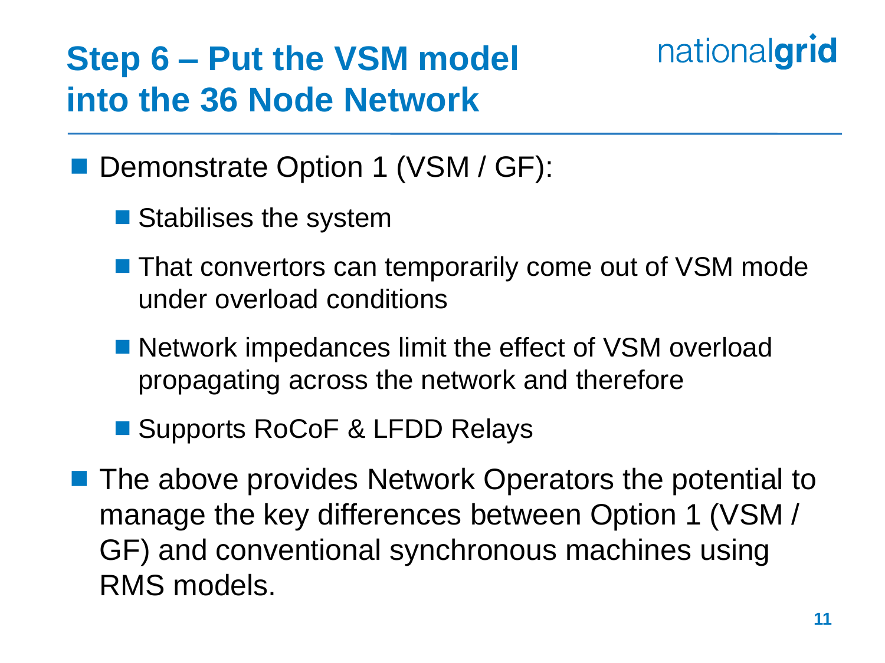# Step 6 – Put the VSM model into the 36 Node Network

- Demonstrate Option 1 (VSM / GF):
  - Stabilises the system
  - That convertors can temporarily come out of VSM mode under overload conditions
  - Network impedances limit the effect of VSM overload propagating across the network and therefore
  - Supports RoCoF & LFDD Relays
- The above provides Network Operators the potential to manage the key differences between Option 1 (VSM / GF) and conventional synchronous machines using RMS models.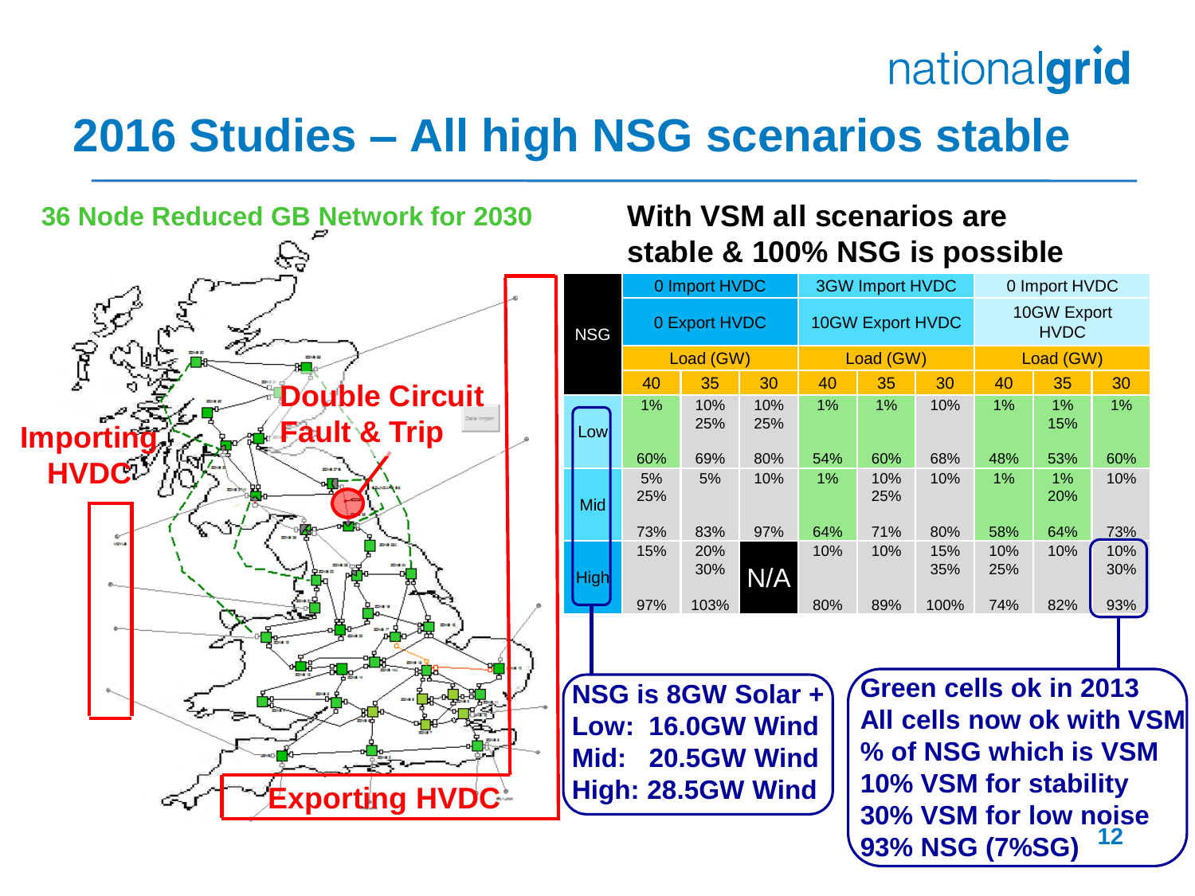# 2016 Studies – All high NSG scenarios stable

**36 Node Reduced GB Network for 2030**

Double Circuit Fault & Trip

Importing HVDC

Exporting HVDC

## With VSM all scenarios are stable & 100% NSG is possible

| NSG | 0 Import HVDC | | | 3GW Import HVDC | | | 0 Import HVDC | | |
|---|---|---|---|---|---|---|---|---|---|
| | 0 Export HVDC | | | 10GW Export HVDC | | | 10GW Export HVDC | | |
| | Load (GW) | | | Load (GW) | | | Load (GW) | | |
| | 40 | 35 | 30 | 40 | 35 | 30 | 40 | 35 | 30 |
| Low | 1% 60% | 10% 25% 69% | 10% 25% 80% | 1% 54% | 1% 60% | 10% 68% | 1% 48% | 1% 15% 53% | 1% 60% |
| Mid | 5% 25% 73% | 5% 83% | 10% 97% | 1% 64% | 10% 25% 71% | 10% 80% | 1% 58% | 1% 20% 64% | 10% 73% |
| High | 15% 97% | 20% 30% 103% | N/A | 10% 80% | 10% 89% | 15% 35% 100% | 10% 25% 74% | 10% 82% | 10% 30% 93% |

**NSG is 8GW Solar +**
**Low: 16.0GW Wind**
**Mid: 20.5GW Wind**
**High: 28.5GW Wind**

**Green cells ok in 2013**
**All cells now ok with VSM**
**% of NSG which is VSM**
**10% VSM for stability**
**30% VSM for low noise**
**93% NSG (7%SG)**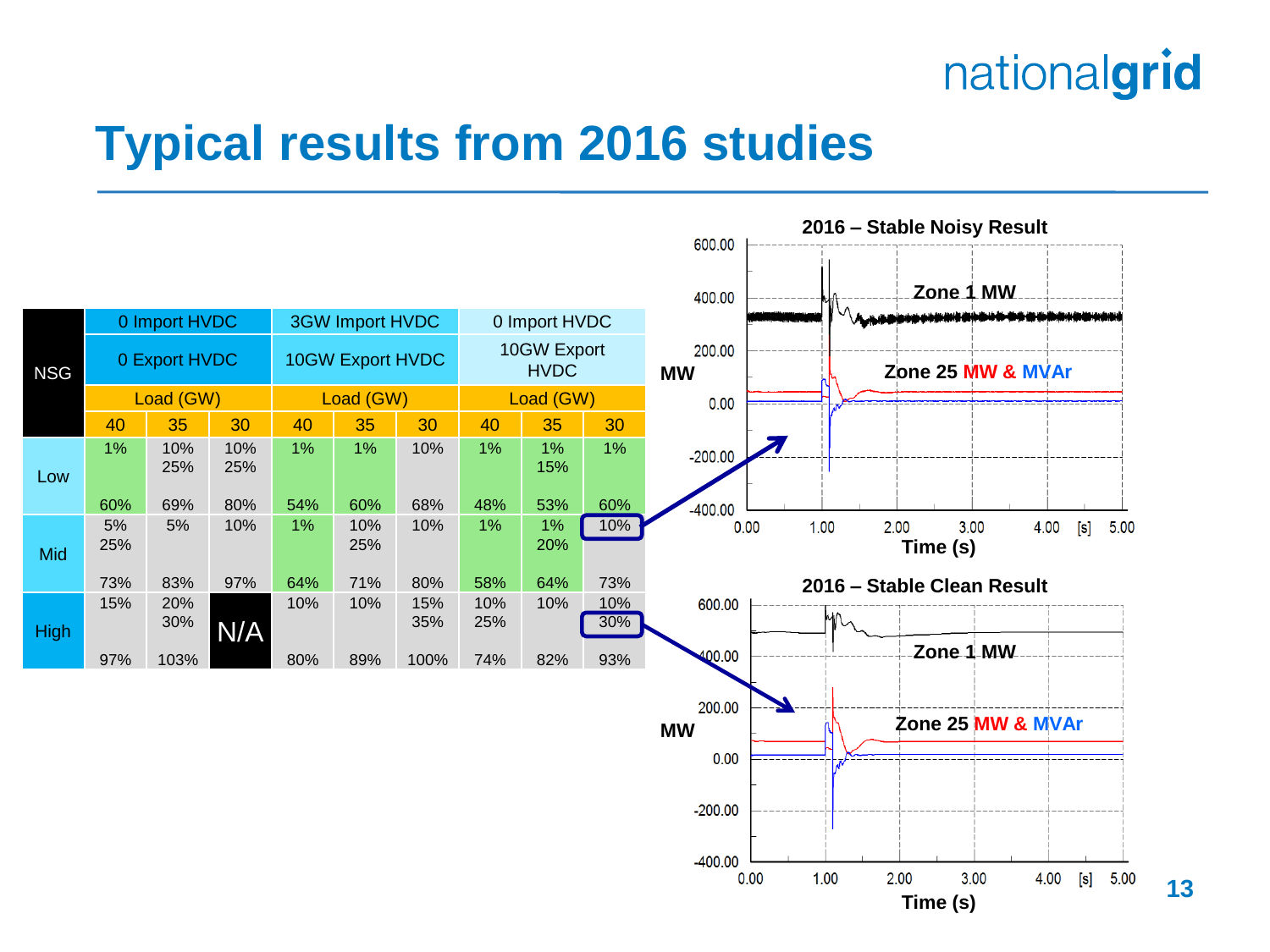# Typical results from 2016 studies

| NSG | 0 Import HVDC | | | 3GW Import HVDC | | | 0 Import HVDC | | |
|---|---|---|---|---|---|---|---|---|---|
| | 0 Export HVDC | | | 10GW Export HVDC | | | 10GW Export HVDC | | |
| | Load (GW) | | | Load (GW) | | | Load (GW) | | |
| | 40 | 35 | 30 | 40 | 35 | 30 | 40 | 35 | 30 |
| Low | 1% 60% | 10% 25% 69% | 10% 25% 80% | 1% 54% | 1% 60% | 10% 68% | 1% 48% | 1% 15% 53% | 1% 60% |
| Mid | 5% 25% 73% | 5% 83% | 10% 97% | 1% 64% | 10% 25% 71% | 10% 80% | 1% 58% | 1% 20% 64% | 10% 73% |
| High | 15% 97% | 20% 30% 103% | N/A | 10% 80% | 10% 89% | 15% 35% 100% | 10% 25% 74% | 10% 82% | 10% 30% 93% |

**2016 – Stable Noisy Result**

Zone 1 MW

Zone 25 MW & MVAr

MW

Time (s)

**2016 – Stable Clean Result**

Zone 1 MW

Zone 25 MW & MVAr

MW

Time (s)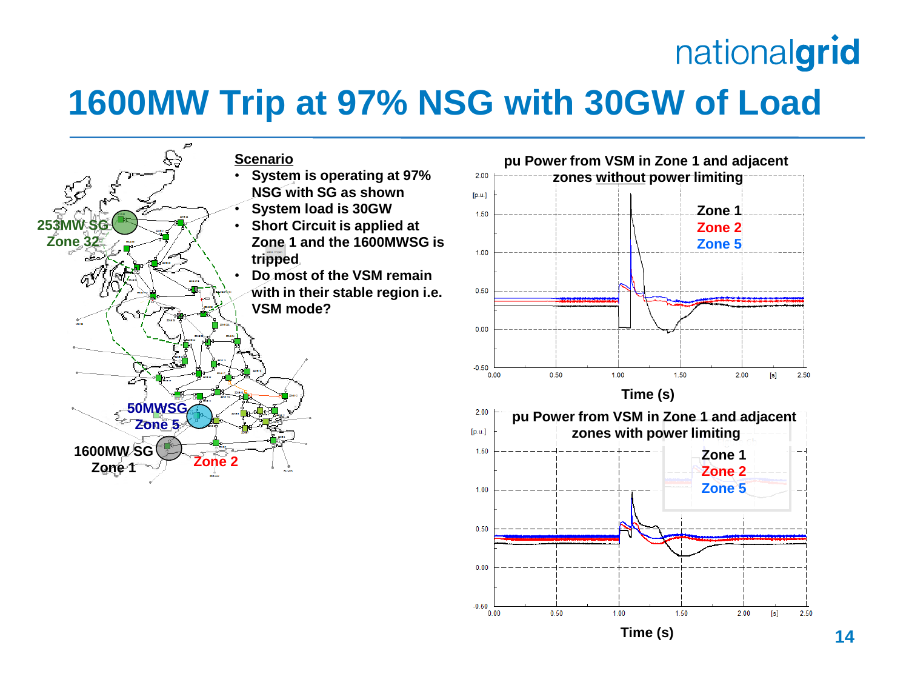# 1600MW Trip at 97% NSG with 30GW of Load

**Scenario**

- System is operating at 97% NSG with SG as shown
- System load is 30GW
- Short Circuit is applied at Zone 1 and the 1600MWSG is tripped
- Do most of the VSM remain with in their stable region i.e. VSM mode?

253MW SG Zone 32

50MWSG Zone 5

1600MW SG Zone 1

Zone 2

**pu Power from VSM in Zone 1 and adjacent zones without power limiting**

Zone 1, Zone 2, Zone 5

Time (s)

**pu Power from VSM in Zone 1 and adjacent zones with power limiting**

Zone 1, Zone 2, Zone 5

Time (s)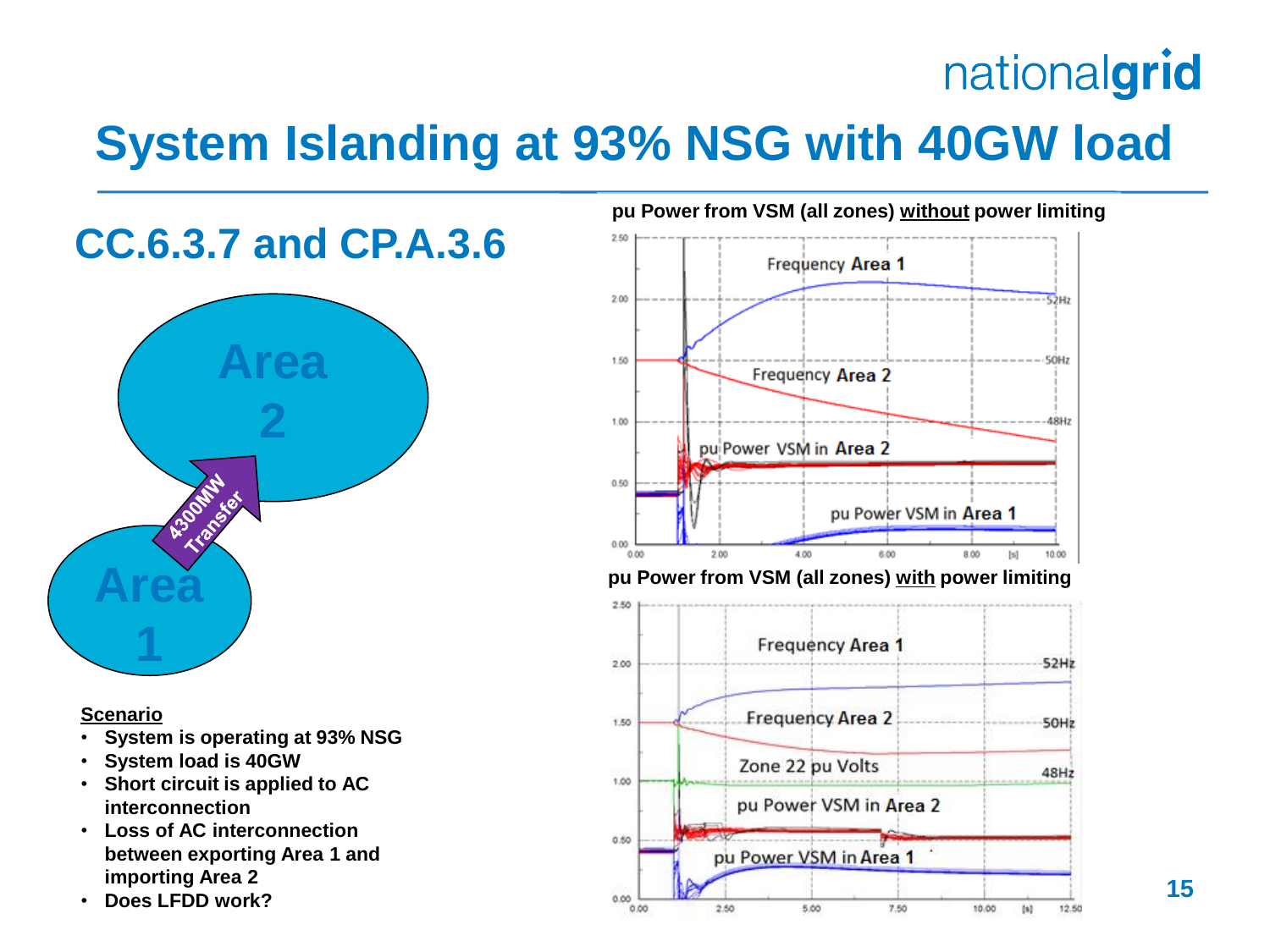# System Islanding at 93% NSG with 40GW load

## CC.6.3.7 and CP.A.3.6

Area 2

4300MW Transfer

Area 1

**Scenario**

- System is operating at 93% NSG
- System load is 40GW
- Short circuit is applied to AC interconnection
- Loss of AC interconnection between exporting Area 1 and importing Area 2
- Does LFDD work?

**pu Power from VSM (all zones) without power limiting**

**pu Power from VSM (all zones) with power limiting**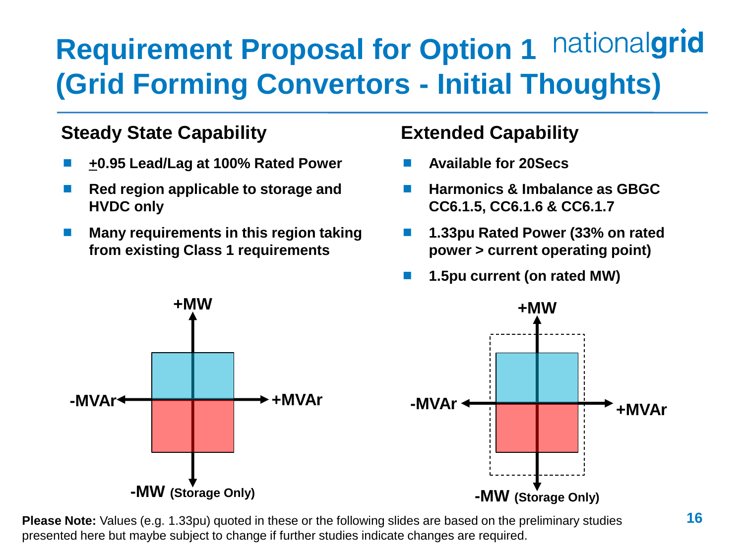# Requirement Proposal for Option 1 (Grid Forming Convertors - Initial Thoughts)

## Steady State Capability

- **±0.95 Lead/Lag at 100% Rated Power**
- **Red region applicable to storage and HVDC only**
- **Many requirements in this region taking from existing Class 1 requirements**

+MW

-MVAr +MVAr

-MW (Storage Only)

## Extended Capability

- **Available for 20Secs**
- **Harmonics & Imbalance as GBGC CC6.1.5, CC6.1.6 & CC6.1.7**
- **1.33pu Rated Power (33% on rated power > current operating point)**
- **1.5pu current (on rated MW)**

+MW

-MVAr +MVAr

-MW (Storage Only)

**Please Note:** Values (e.g. 1.33pu) quoted in these or the following slides are based on the preliminary studies presented here but maybe subject to change if further studies indicate changes are required.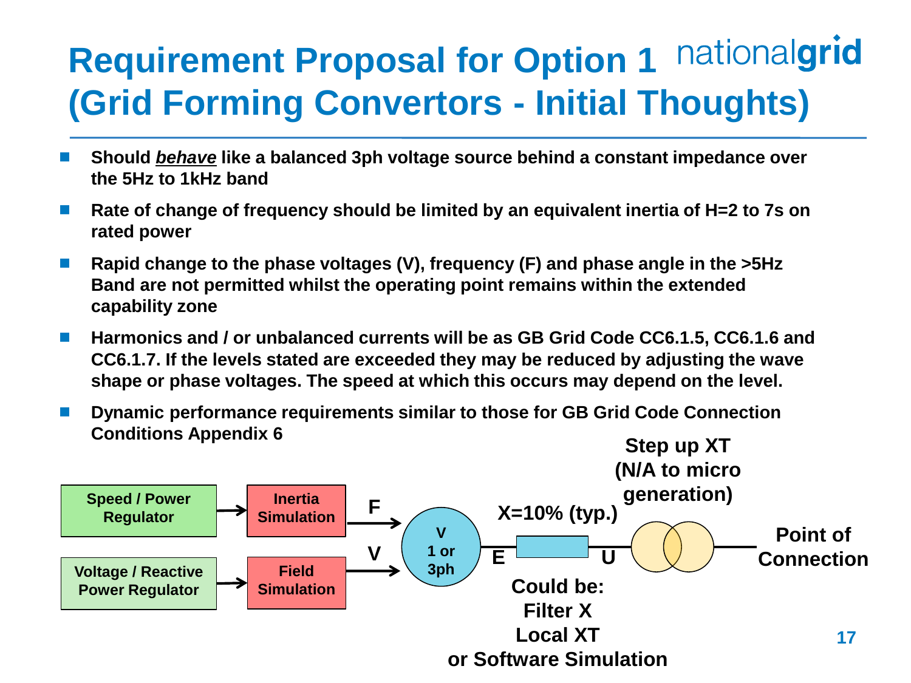# Requirement Proposal for Option 1 (Grid Forming Convertors - Initial Thoughts)

nationalgrid

- **Should *behave* like a balanced 3ph voltage source behind a constant impedance over the 5Hz to 1kHz band**
- **Rate of change of frequency should be limited by an equivalent inertia of H=2 to 7s on rated power**
- **Rapid change to the phase voltages (V), frequency (F) and phase angle in the >5Hz Band are not permitted whilst the operating point remains within the extended capability zone**
- **Harmonics and / or unbalanced currents will be as GB Grid Code CC6.1.5, CC6.1.6 and CC6.1.7. If the levels stated are exceeded they may be reduced by adjusting the wave shape or phase voltages. The speed at which this occurs may depend on the level.**
- **Dynamic performance requirements similar to those for GB Grid Code Connection Conditions Appendix 6**

Speed / Power Regulator → Inertia Simulation → F

Voltage / Reactive Power Regulator → Field Simulation → V

V 1 or 3ph — E — X=10% (typ.) — U — Step up XT (N/A to micro generation) — Point of Connection

Could be: Filter X, Local XT or Software Simulation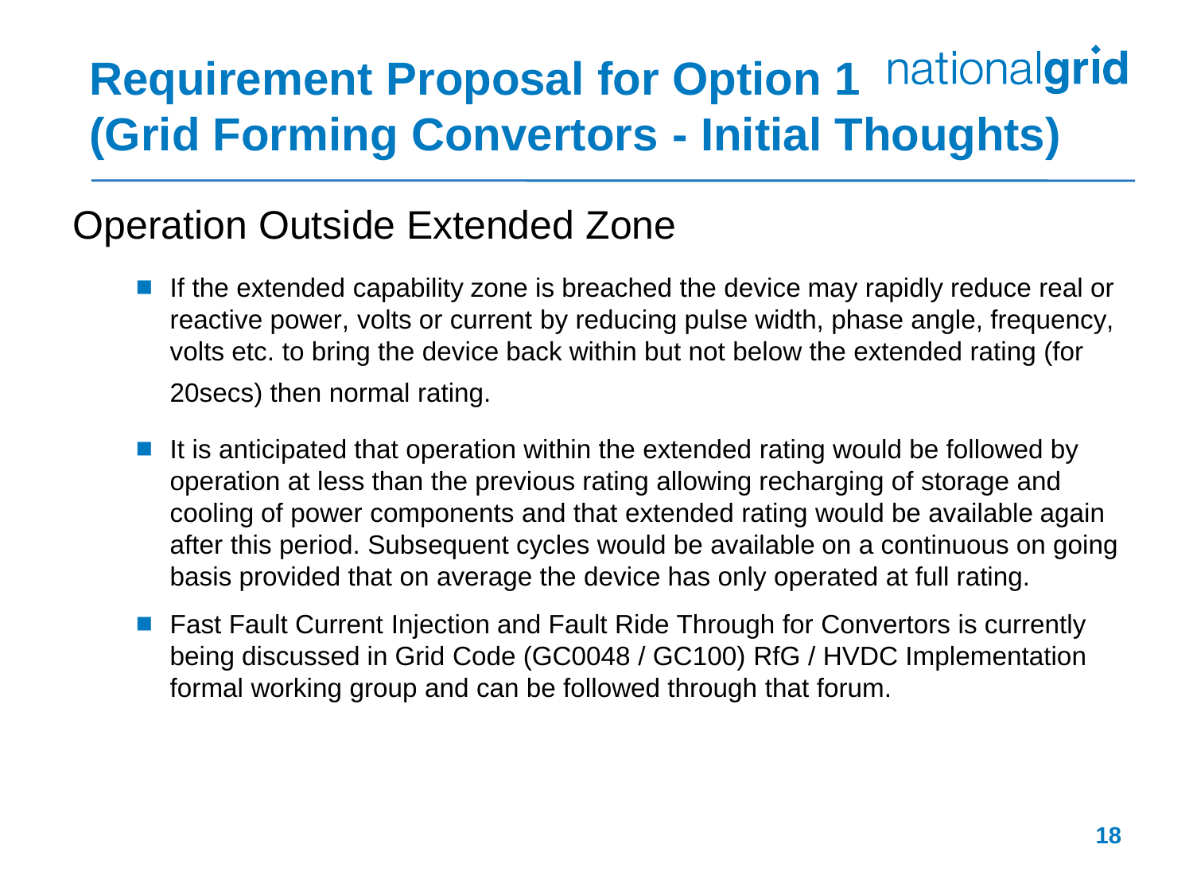# Requirement Proposal for Option 1 (Grid Forming Convertors - Initial Thoughts)

## Operation Outside Extended Zone

- If the extended capability zone is breached the device may rapidly reduce real or reactive power, volts or current by reducing pulse width, phase angle, frequency, volts etc. to bring the device back within but not below the extended rating (for 20secs) then normal rating.
- It is anticipated that operation within the extended rating would be followed by operation at less than the previous rating allowing recharging of storage and cooling of power components and that extended rating would be available again after this period. Subsequent cycles would be available on a continuous on going basis provided that on average the device has only operated at full rating.
- Fast Fault Current Injection and Fault Ride Through for Convertors is currently being discussed in Grid Code (GC0048 / GC100) RfG / HVDC Implementation formal working group and can be followed through that forum.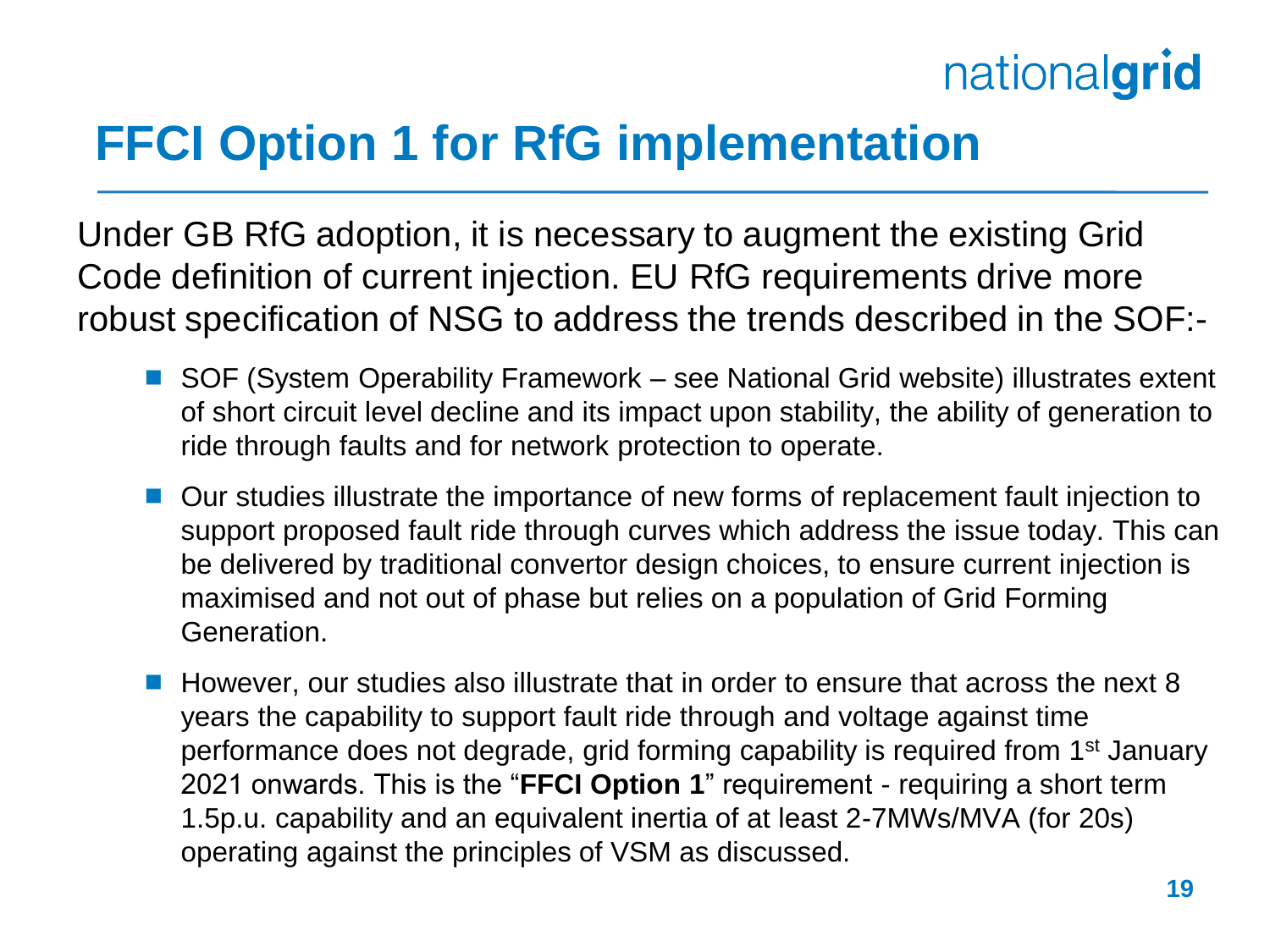# FFCI Option 1 for RfG implementation

Under GB RfG adoption, it is necessary to augment the existing Grid Code definition of current injection. EU RfG requirements drive more robust specification of NSG to address the trends described in the SOF:-

- SOF (System Operability Framework – see National Grid website) illustrates extent of short circuit level decline and its impact upon stability, the ability of generation to ride through faults and for network protection to operate.
- Our studies illustrate the importance of new forms of replacement fault injection to support proposed fault ride through curves which address the issue today. This can be delivered by traditional convertor design choices, to ensure current injection is maximised and not out of phase but relies on a population of Grid Forming Generation.
- However, our studies also illustrate that in order to ensure that across the next 8 years the capability to support fault ride through and voltage against time performance does not degrade, grid forming capability is required from 1st January 2021 onwards. This is the "**FFCI Option 1**" requirement - requiring a short term 1.5p.u. capability and an equivalent inertia of at least 2-7MWs/MVA (for 20s) operating against the principles of VSM as discussed.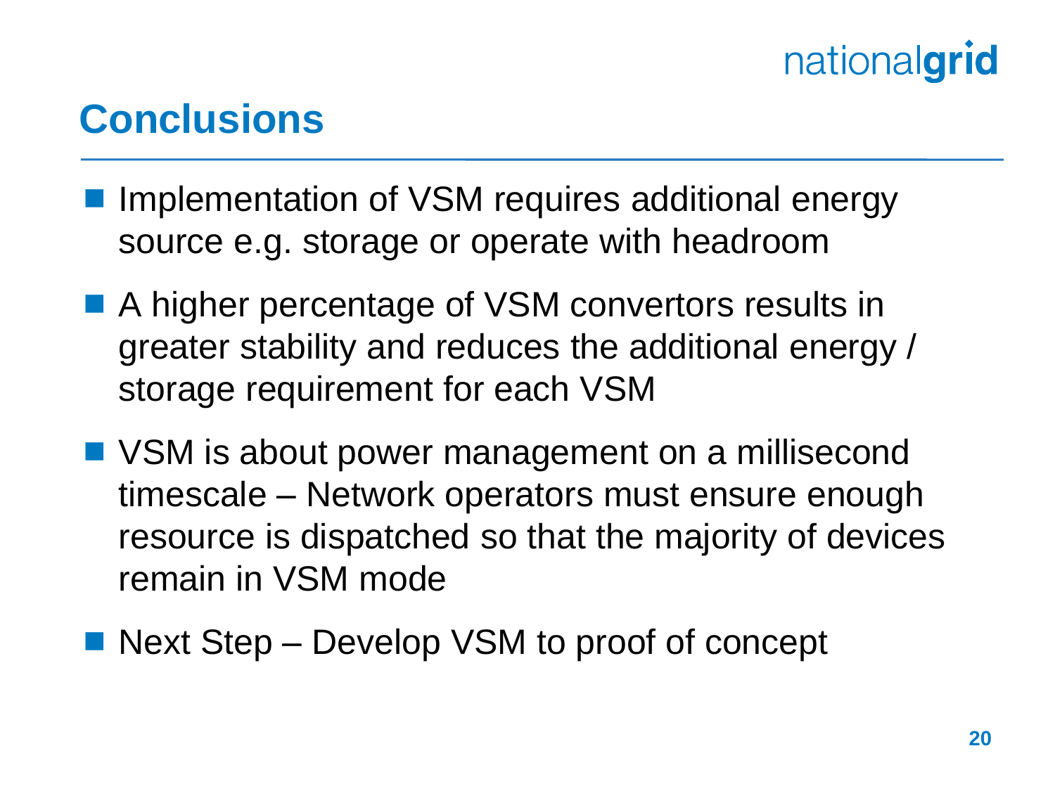# Conclusions

- Implementation of VSM requires additional energy source e.g. storage or operate with headroom
- A higher percentage of VSM convertors results in greater stability and reduces the additional energy / storage requirement for each VSM
- VSM is about power management on a millisecond timescale – Network operators must ensure enough resource is dispatched so that the majority of devices remain in VSM mode
- Next Step – Develop VSM to proof of concept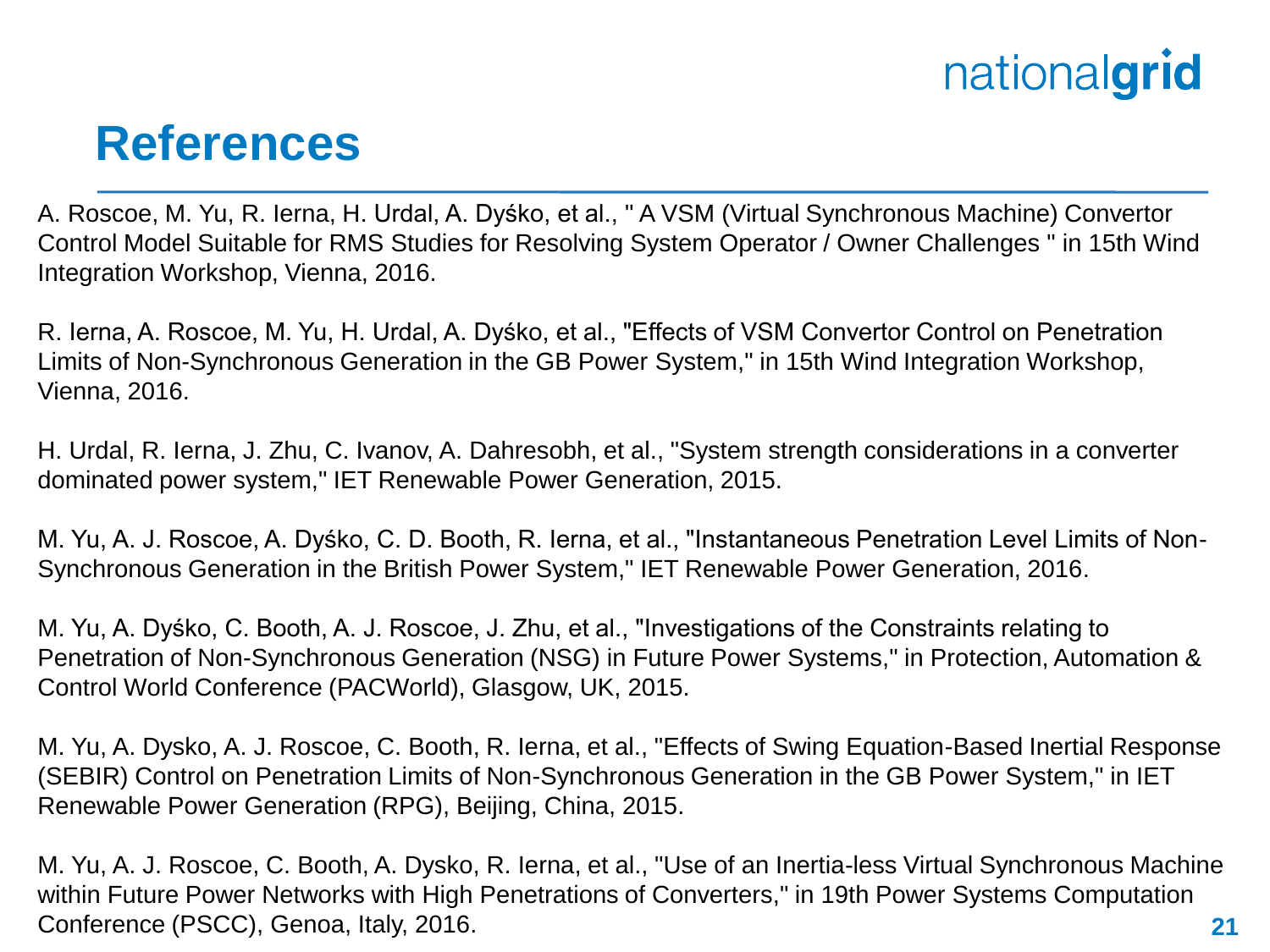# References

A. Roscoe, M. Yu, R. Ierna, H. Urdal, A. Dyśko, et al., " A VSM (Virtual Synchronous Machine) Convertor Control Model Suitable for RMS Studies for Resolving System Operator / Owner Challenges " in 15th Wind Integration Workshop, Vienna, 2016.

R. Ierna, A. Roscoe, M. Yu, H. Urdal, A. Dyśko, et al., "Effects of VSM Convertor Control on Penetration Limits of Non-Synchronous Generation in the GB Power System," in 15th Wind Integration Workshop, Vienna, 2016.

H. Urdal, R. Ierna, J. Zhu, C. Ivanov, A. Dahresobh, et al., "System strength considerations in a converter dominated power system," IET Renewable Power Generation, 2015.

M. Yu, A. J. Roscoe, A. Dyśko, C. D. Booth, R. Ierna, et al., "Instantaneous Penetration Level Limits of Non-Synchronous Generation in the British Power System," IET Renewable Power Generation, 2016.

M. Yu, A. Dyśko, C. Booth, A. J. Roscoe, J. Zhu, et al., "Investigations of the Constraints relating to Penetration of Non-Synchronous Generation (NSG) in Future Power Systems," in Protection, Automation & Control World Conference (PACWorld), Glasgow, UK, 2015.

M. Yu, A. Dysko, A. J. Roscoe, C. Booth, R. Ierna, et al., "Effects of Swing Equation-Based Inertial Response (SEBIR) Control on Penetration Limits of Non-Synchronous Generation in the GB Power System," in IET Renewable Power Generation (RPG), Beijing, China, 2015.

M. Yu, A. J. Roscoe, C. Booth, A. Dysko, R. Ierna, et al., "Use of an Inertia-less Virtual Synchronous Machine within Future Power Networks with High Penetrations of Converters," in 19th Power Systems Computation Conference (PSCC), Genoa, Italy, 2016.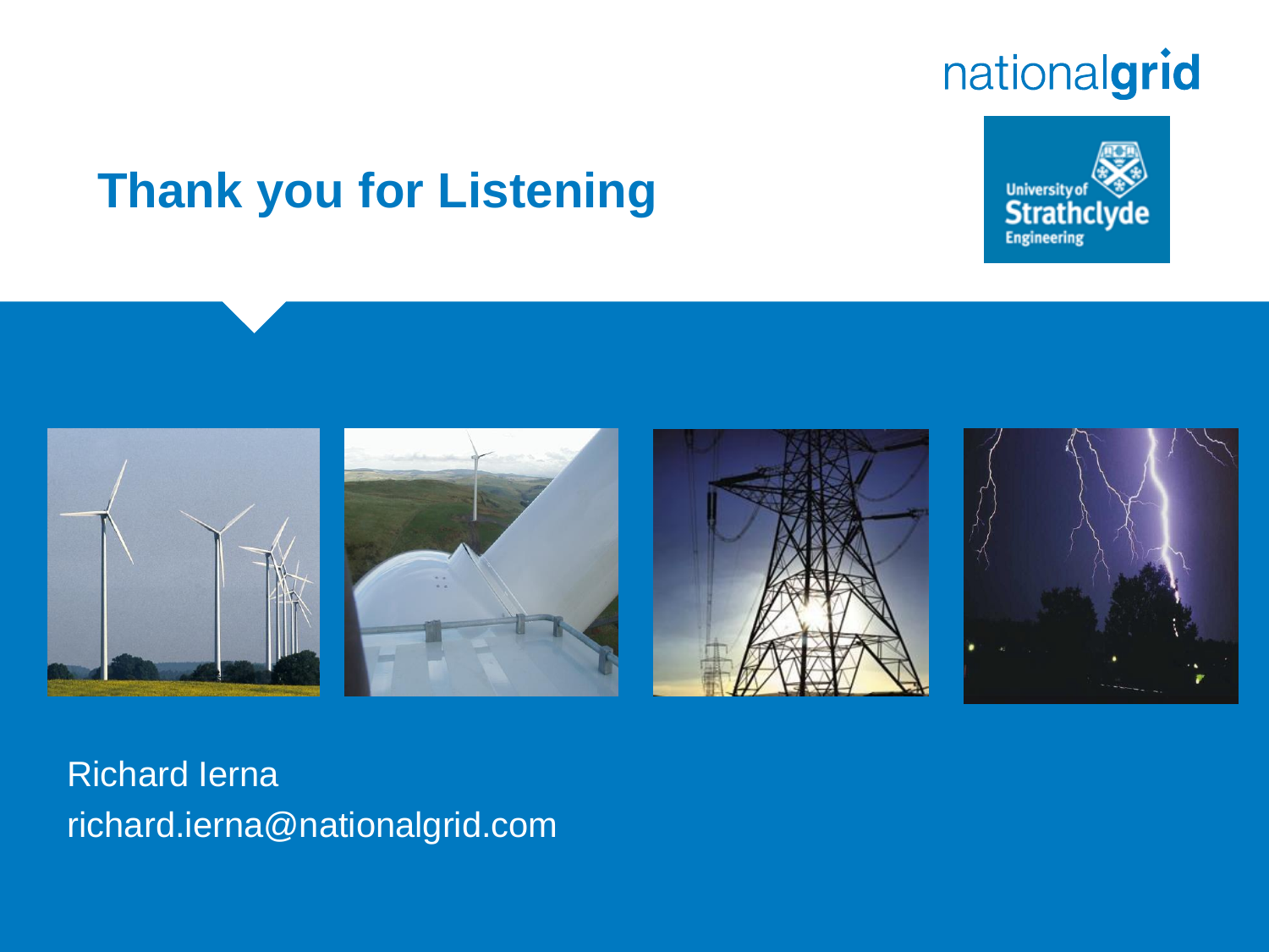# Thank you for Listening

Richard Ierna
richard.ierna@nationalgrid.com